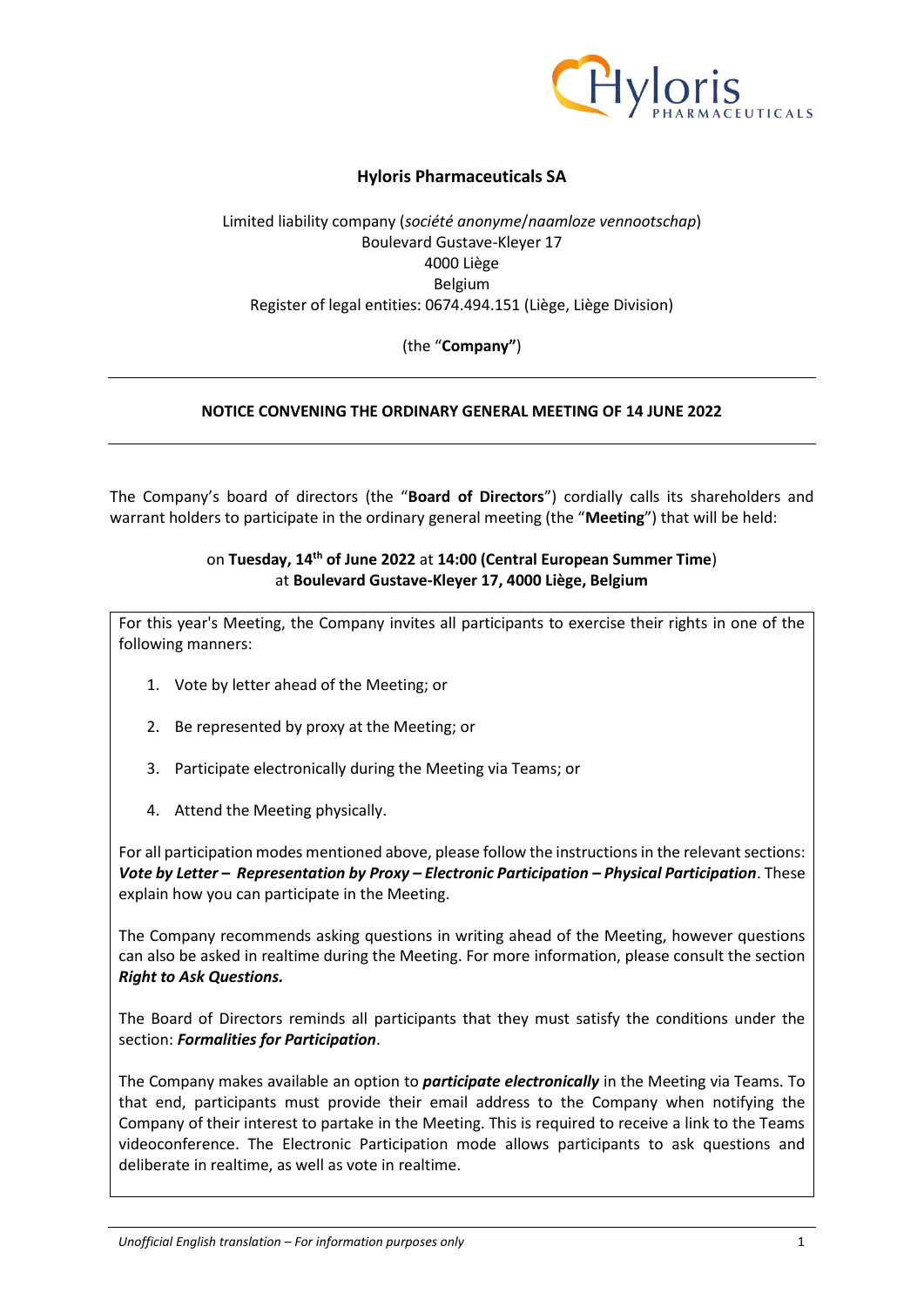# Hyloris Pharmaceuticals SA

Limited liability company (*société anonyme*/*naamloze vennootschap*)
Boulevard Gustave-Kleyer 17
4000 Liège
Belgium
Register of legal entities: 0674.494.151 (Liège, Liège Division)

(the "**Company"**)

---

## NOTICE CONVENING THE ORDINARY GENERAL MEETING OF 14 JUNE 2022

---

The Company's board of directors (the "**Board of Directors**") cordially calls its shareholders and warrant holders to participate in the ordinary general meeting (the "**Meeting**") that will be held:

on **Tuesday, 14th of June 2022** at **14:00 (Central European Summer Time**)
at **Boulevard Gustave-Kleyer 17, 4000 Liège, Belgium**

For this year's Meeting, the Company invites all participants to exercise their rights in one of the following manners:

1. Vote by letter ahead of the Meeting; or
2. Be represented by proxy at the Meeting; or
3. Participate electronically during the Meeting via Teams; or
4. Attend the Meeting physically.

For all participation modes mentioned above, please follow the instructions in the relevant sections: ***Vote by Letter – Representation by Proxy – Electronic Participation – Physical Participation***. These explain how you can participate in the Meeting.

The Company recommends asking questions in writing ahead of the Meeting, however questions can also be asked in realtime during the Meeting. For more information, please consult the section ***Right to Ask Questions.***

The Board of Directors reminds all participants that they must satisfy the conditions under the section: ***Formalities for Participation***.

The Company makes available an option to ***participate electronically*** in the Meeting via Teams. To that end, participants must provide their email address to the Company when notifying the Company of their interest to partake in the Meeting. This is required to receive a link to the Teams videoconference. The Electronic Participation mode allows participants to ask questions and deliberate in realtime, as well as vote in realtime.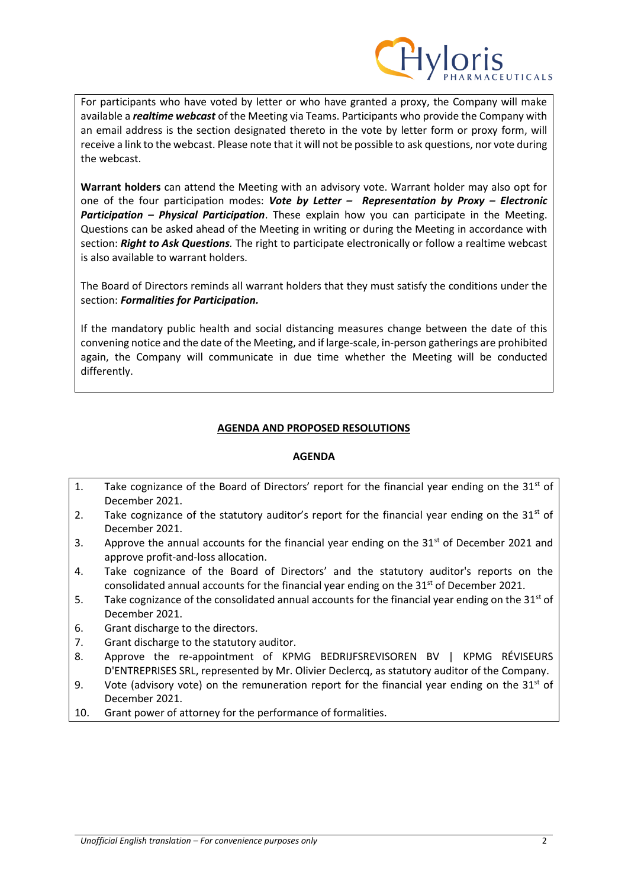For participants who have voted by letter or who have granted a proxy, the Company will make available a ***realtime webcast*** of the Meeting via Teams. Participants who provide the Company with an email address is the section designated thereto in the vote by letter form or proxy form, will receive a link to the webcast. Please note that it will not be possible to ask questions, nor vote during the webcast.

**Warrant holders** can attend the Meeting with an advisory vote. Warrant holder may also opt for one of the four participation modes: ***Vote by Letter – Representation by Proxy – Electronic Participation – Physical Participation***. These explain how you can participate in the Meeting. Questions can be asked ahead of the Meeting in writing or during the Meeting in accordance with section: ***Right to Ask Questions***. The right to participate electronically or follow a realtime webcast is also available to warrant holders.

The Board of Directors reminds all warrant holders that they must satisfy the conditions under the section: ***Formalities for Participation.***

If the mandatory public health and social distancing measures change between the date of this convening notice and the date of the Meeting, and if large-scale, in-person gatherings are prohibited again, the Company will communicate in due time whether the Meeting will be conducted differently.

## AGENDA AND PROPOSED RESOLUTIONS

### AGENDA

1. Take cognizance of the Board of Directors' report for the financial year ending on the 31st of December 2021.
2. Take cognizance of the statutory auditor's report for the financial year ending on the 31st of December 2021.
3. Approve the annual accounts for the financial year ending on the 31st of December 2021 and approve profit-and-loss allocation.
4. Take cognizance of the Board of Directors' and the statutory auditor's reports on the consolidated annual accounts for the financial year ending on the 31st of December 2021.
5. Take cognizance of the consolidated annual accounts for the financial year ending on the 31st of December 2021.
6. Grant discharge to the directors.
7. Grant discharge to the statutory auditor.
8. Approve the re-appointment of KPMG BEDRIJFSREVISOREN BV | KPMG RÉVISEURS D'ENTREPRISES SRL, represented by Mr. Olivier Declercq, as statutory auditor of the Company.
9. Vote (advisory vote) on the remuneration report for the financial year ending on the 31st of December 2021.
10. Grant power of attorney for the performance of formalities.

*Unofficial English translation – For convenience purposes only*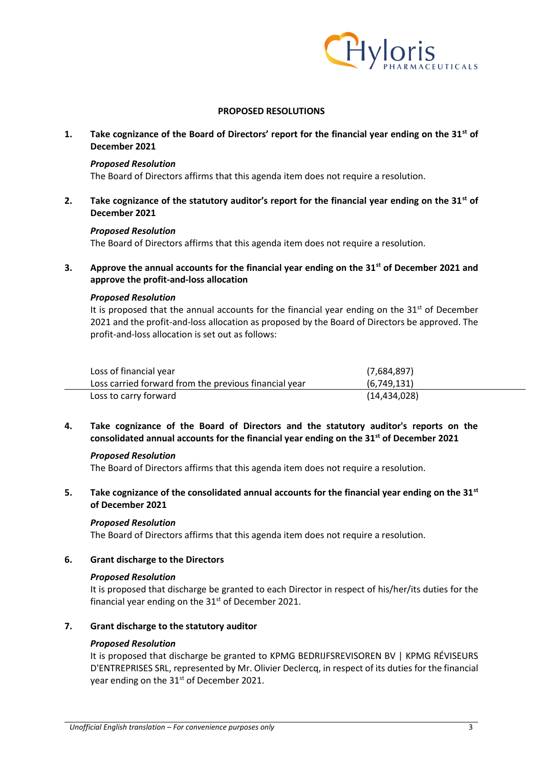## PROPOSED RESOLUTIONS

**1. Take cognizance of the Board of Directors' report for the financial year ending on the 31st of December 2021**

***Proposed Resolution***

The Board of Directors affirms that this agenda item does not require a resolution.

**2. Take cognizance of the statutory auditor's report for the financial year ending on the 31st of December 2021**

***Proposed Resolution***

The Board of Directors affirms that this agenda item does not require a resolution.

**3. Approve the annual accounts for the financial year ending on the 31st of December 2021 and approve the profit-and-loss allocation**

***Proposed Resolution***

It is proposed that the annual accounts for the financial year ending on the 31st of December 2021 and the profit-and-loss allocation as proposed by the Board of Directors be approved. The profit-and-loss allocation is set out as follows:

| | |
|---|---|
| Loss of financial year | (7,684,897) |
| Loss carried forward from the previous financial year | (6,749,131) |
| Loss to carry forward | (14,434,028) |

**4. Take cognizance of the Board of Directors and the statutory auditor's reports on the consolidated annual accounts for the financial year ending on the 31st of December 2021**

***Proposed Resolution***

The Board of Directors affirms that this agenda item does not require a resolution.

**5. Take cognizance of the consolidated annual accounts for the financial year ending on the 31st of December 2021**

***Proposed Resolution***

The Board of Directors affirms that this agenda item does not require a resolution.

**6. Grant discharge to the Directors**

***Proposed Resolution***

It is proposed that discharge be granted to each Director in respect of his/her/its duties for the financial year ending on the 31st of December 2021.

**7. Grant discharge to the statutory auditor**

***Proposed Resolution***

It is proposed that discharge be granted to KPMG BEDRIJFSREVISOREN BV | KPMG RÉVISEURS D'ENTREPRISES SRL, represented by Mr. Olivier Declercq, in respect of its duties for the financial year ending on the 31st of December 2021.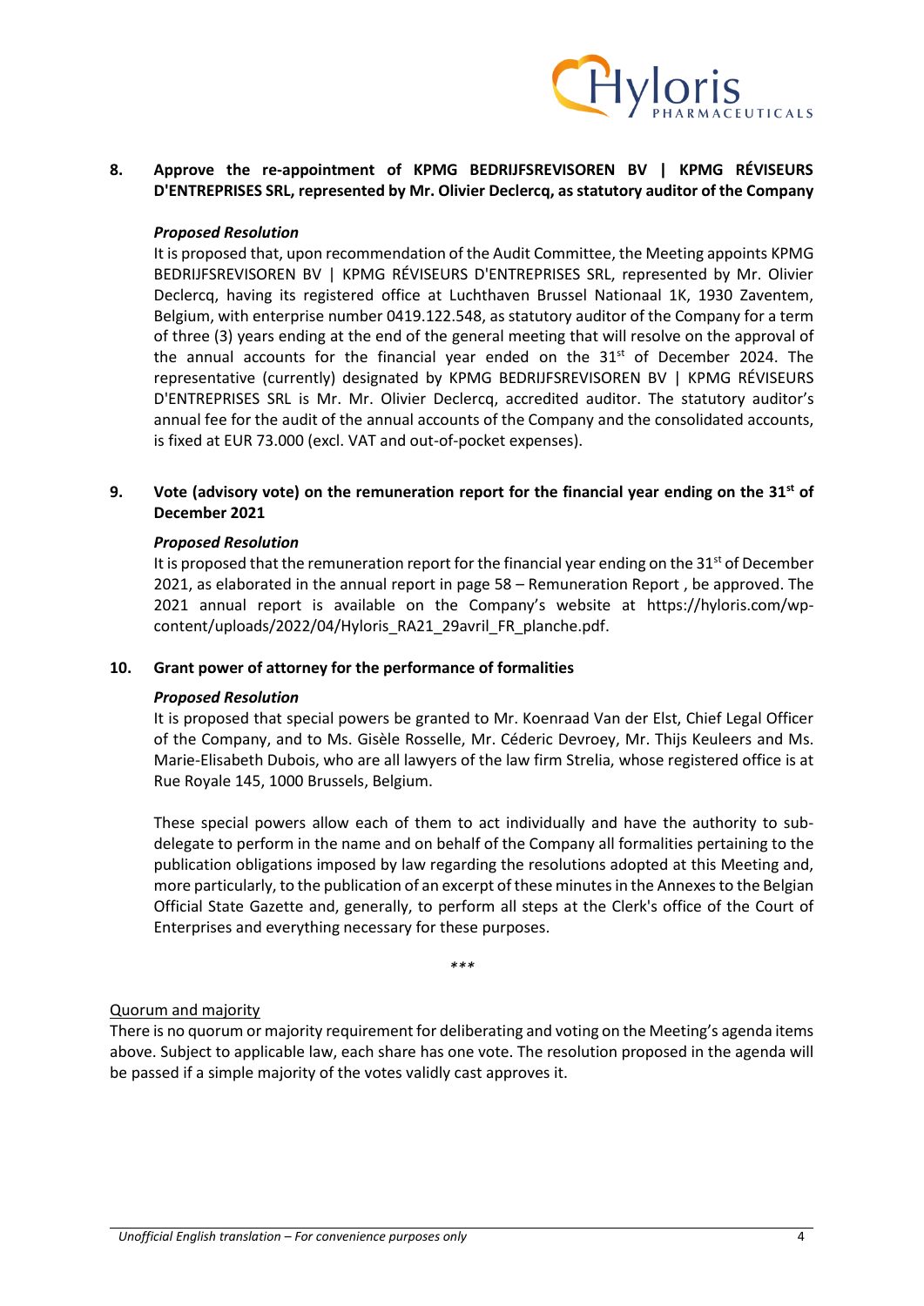**8. Approve the re-appointment of KPMG BEDRIJFSREVISOREN BV | KPMG RÉVISEURS D'ENTREPRISES SRL, represented by Mr. Olivier Declercq, as statutory auditor of the Company**

***Proposed Resolution***

It is proposed that, upon recommendation of the Audit Committee, the Meeting appoints KPMG BEDRIJFSREVISOREN BV | KPMG RÉVISEURS D'ENTREPRISES SRL, represented by Mr. Olivier Declercq, having its registered office at Luchthaven Brussel Nationaal 1K, 1930 Zaventem, Belgium, with enterprise number 0419.122.548, as statutory auditor of the Company for a term of three (3) years ending at the end of the general meeting that will resolve on the approval of the annual accounts for the financial year ended on the 31st of December 2024. The representative (currently) designated by KPMG BEDRIJFSREVISOREN BV | KPMG RÉVISEURS D'ENTREPRISES SRL is Mr. Mr. Olivier Declercq, accredited auditor. The statutory auditor's annual fee for the audit of the annual accounts of the Company and the consolidated accounts, is fixed at EUR 73.000 (excl. VAT and out-of-pocket expenses).

**9. Vote (advisory vote) on the remuneration report for the financial year ending on the 31st of December 2021**

***Proposed Resolution***

It is proposed that the remuneration report for the financial year ending on the 31st of December 2021, as elaborated in the annual report in page 58 – Remuneration Report , be approved. The 2021 annual report is available on the Company's website at https://hyloris.com/wp-content/uploads/2022/04/Hyloris_RA21_29avril_FR_planche.pdf.

**10. Grant power of attorney for the performance of formalities**

***Proposed Resolution***

It is proposed that special powers be granted to Mr. Koenraad Van der Elst, Chief Legal Officer of the Company, and to Ms. Gisèle Rosselle, Mr. Céderic Devroey, Mr. Thijs Keuleers and Ms. Marie-Elisabeth Dubois, who are all lawyers of the law firm Strelia, whose registered office is at Rue Royale 145, 1000 Brussels, Belgium.

These special powers allow each of them to act individually and have the authority to sub-delegate to perform in the name and on behalf of the Company all formalities pertaining to the publication obligations imposed by law regarding the resolutions adopted at this Meeting and, more particularly, to the publication of an excerpt of these minutes in the Annexes to the Belgian Official State Gazette and, generally, to perform all steps at the Clerk's office of the Court of Enterprises and everything necessary for these purposes.

\*\*\*

<u>Quorum and majority</u>

There is no quorum or majority requirement for deliberating and voting on the Meeting's agenda items above. Subject to applicable law, each share has one vote. The resolution proposed in the agenda will be passed if a simple majority of the votes validly cast approves it.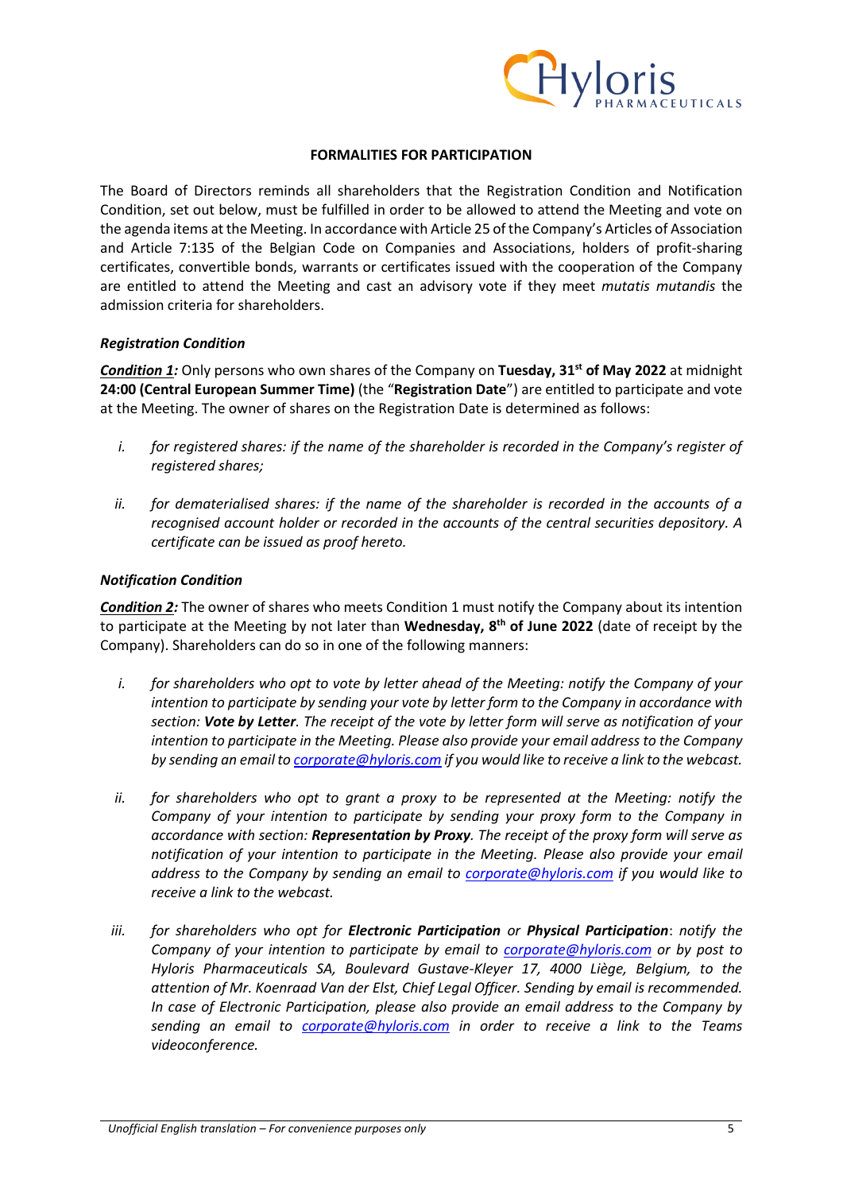**FORMALITIES FOR PARTICIPATION**

The Board of Directors reminds all shareholders that the Registration Condition and Notification Condition, set out below, must be fulfilled in order to be allowed to attend the Meeting and vote on the agenda items at the Meeting. In accordance with Article 25 of the Company's Articles of Association and Article 7:135 of the Belgian Code on Companies and Associations, holders of profit-sharing certificates, convertible bonds, warrants or certificates issued with the cooperation of the Company are entitled to attend the Meeting and cast an advisory vote if they meet *mutatis mutandis* the admission criteria for shareholders.

***Registration Condition***

***Condition 1:*** Only persons who own shares of the Company on **Tuesday, 31st of May 2022** at midnight **24:00 (Central European Summer Time)** (the "**Registration Date**") are entitled to participate and vote at the Meeting. The owner of shares on the Registration Date is determined as follows:

*i. for registered shares: if the name of the shareholder is recorded in the Company's register of registered shares;*

*ii. for dematerialised shares: if the name of the shareholder is recorded in the accounts of a recognised account holder or recorded in the accounts of the central securities depository. A certificate can be issued as proof hereto.*

***Notification Condition***

***Condition 2:*** The owner of shares who meets Condition 1 must notify the Company about its intention to participate at the Meeting by not later than **Wednesday, 8th of June 2022** (date of receipt by the Company). Shareholders can do so in one of the following manners:

*i. for shareholders who opt to vote by letter ahead of the Meeting: notify the Company of your intention to participate by sending your vote by letter form to the Company in accordance with section: **Vote by Letter**. The receipt of the vote by letter form will serve as notification of your intention to participate in the Meeting. Please also provide your email address to the Company by sending an email to corporate@hyloris.com if you would like to receive a link to the webcast.*

*ii. for shareholders who opt to grant a proxy to be represented at the Meeting: notify the Company of your intention to participate by sending your proxy form to the Company in accordance with section: **Representation by Proxy**. The receipt of the proxy form will serve as notification of your intention to participate in the Meeting. Please also provide your email address to the Company by sending an email to corporate@hyloris.com if you would like to receive a link to the webcast.*

*iii. for shareholders who opt for **Electronic Participation** or **Physical Participation**: notify the Company of your intention to participate by email to corporate@hyloris.com or by post to Hyloris Pharmaceuticals SA, Boulevard Gustave-Kleyer 17, 4000 Liège, Belgium, to the attention of Mr. Koenraad Van der Elst, Chief Legal Officer. Sending by email is recommended. In case of Electronic Participation, please also provide an email address to the Company by sending an email to corporate@hyloris.com in order to receive a link to the Teams videoconference.*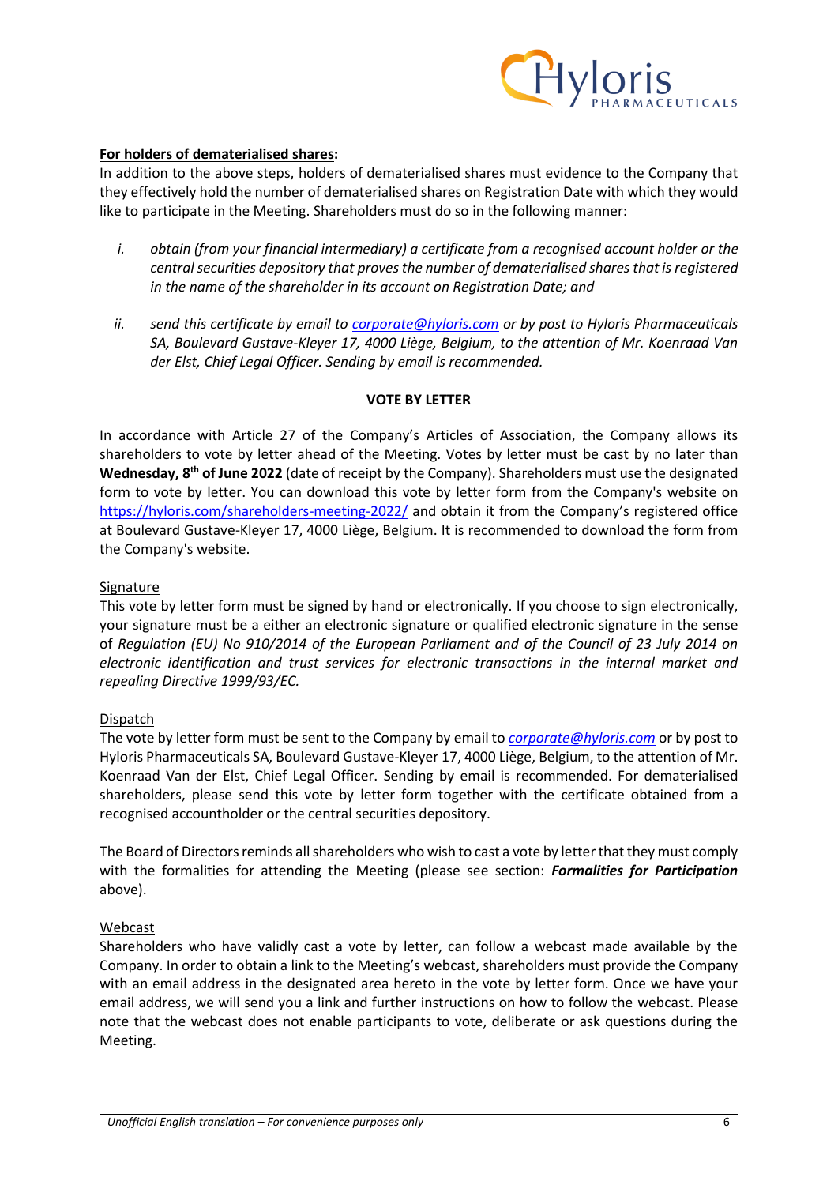**<u>For holders of dematerialised shares</u>:**
In addition to the above steps, holders of dematerialised shares must evidence to the Company that they effectively hold the number of dematerialised shares on Registration Date with which they would like to participate in the Meeting. Shareholders must do so in the following manner:

i. *obtain (from your financial intermediary) a certificate from a recognised account holder or the central securities depository that proves the number of dematerialised shares that is registered in the name of the shareholder in its account on Registration Date; and*

ii. *send this certificate by email to corporate@hyloris.com or by post to Hyloris Pharmaceuticals SA, Boulevard Gustave-Kleyer 17, 4000 Liège, Belgium, to the attention of Mr. Koenraad Van der Elst, Chief Legal Officer. Sending by email is recommended.*

**VOTE BY LETTER**

In accordance with Article 27 of the Company's Articles of Association, the Company allows its shareholders to vote by letter ahead of the Meeting. Votes by letter must be cast by no later than **Wednesday, 8th of June 2022** (date of receipt by the Company). Shareholders must use the designated form to vote by letter. You can download this vote by letter form from the Company's website on https://hyloris.com/shareholders-meeting-2022/ and obtain it from the Company's registered office at Boulevard Gustave-Kleyer 17, 4000 Liège, Belgium. It is recommended to download the form from the Company's website.

<u>Signature</u>
This vote by letter form must be signed by hand or electronically. If you choose to sign electronically, your signature must be a either an electronic signature or qualified electronic signature in the sense of *Regulation (EU) No 910/2014 of the European Parliament and of the Council of 23 July 2014 on electronic identification and trust services for electronic transactions in the internal market and repealing Directive 1999/93/EC.*

<u>Dispatch</u>
The vote by letter form must be sent to the Company by email to *corporate@hyloris.com* or by post to Hyloris Pharmaceuticals SA, Boulevard Gustave-Kleyer 17, 4000 Liège, Belgium, to the attention of Mr. Koenraad Van der Elst, Chief Legal Officer. Sending by email is recommended. For dematerialised shareholders, please send this vote by letter form together with the certificate obtained from a recognised accountholder or the central securities depository.

The Board of Directors reminds all shareholders who wish to cast a vote by letter that they must comply with the formalities for attending the Meeting (please see section: ***Formalities for Participation*** above).

<u>Webcast</u>
Shareholders who have validly cast a vote by letter, can follow a webcast made available by the Company. In order to obtain a link to the Meeting's webcast, shareholders must provide the Company with an email address in the designated area hereto in the vote by letter form. Once we have your email address, we will send you a link and further instructions on how to follow the webcast. Please note that the webcast does not enable participants to vote, deliberate or ask questions during the Meeting.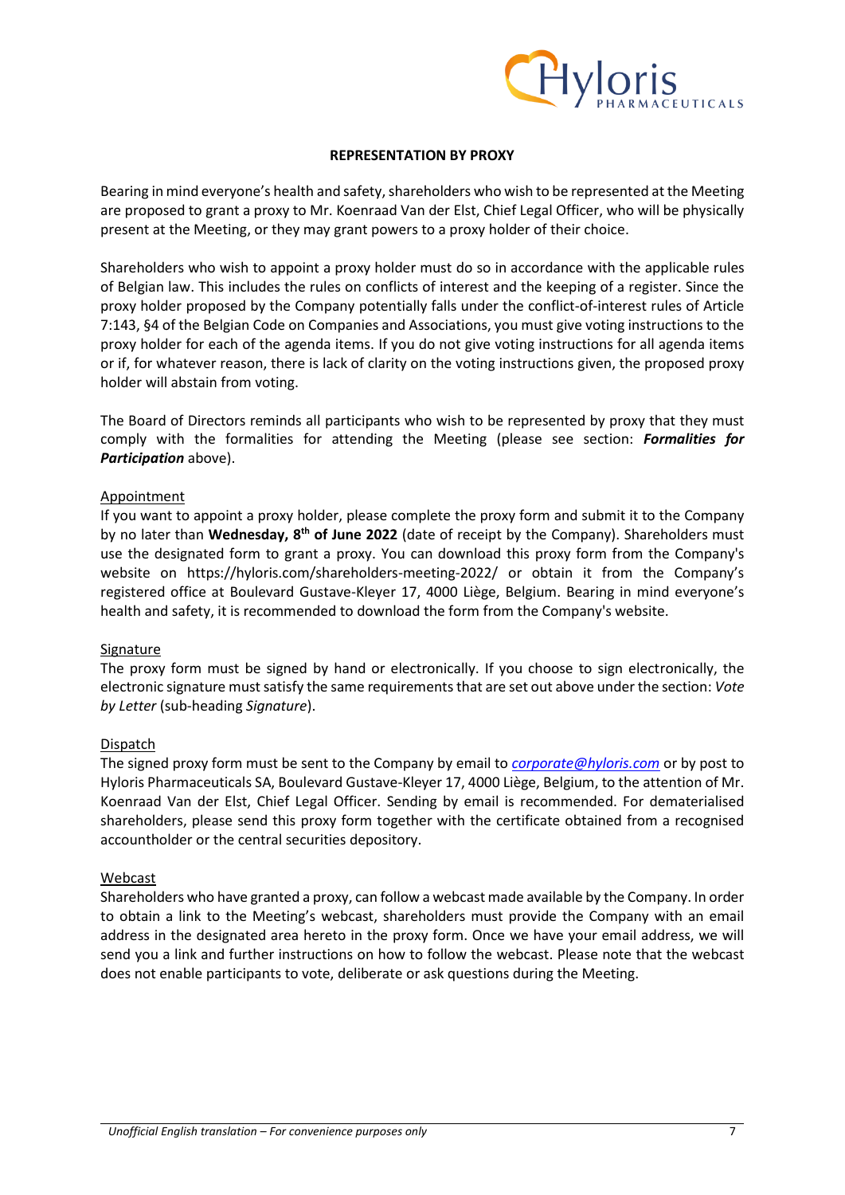## REPRESENTATION BY PROXY

Bearing in mind everyone's health and safety, shareholders who wish to be represented at the Meeting are proposed to grant a proxy to Mr. Koenraad Van der Elst, Chief Legal Officer, who will be physically present at the Meeting, or they may grant powers to a proxy holder of their choice.

Shareholders who wish to appoint a proxy holder must do so in accordance with the applicable rules of Belgian law. This includes the rules on conflicts of interest and the keeping of a register. Since the proxy holder proposed by the Company potentially falls under the conflict-of-interest rules of Article 7:143, §4 of the Belgian Code on Companies and Associations, you must give voting instructions to the proxy holder for each of the agenda items. If you do not give voting instructions for all agenda items or if, for whatever reason, there is lack of clarity on the voting instructions given, the proposed proxy holder will abstain from voting.

The Board of Directors reminds all participants who wish to be represented by proxy that they must comply with the formalities for attending the Meeting (please see section: ***Formalities for Participation*** above).

### Appointment

If you want to appoint a proxy holder, please complete the proxy form and submit it to the Company by no later than **Wednesday, 8th of June 2022** (date of receipt by the Company). Shareholders must use the designated form to grant a proxy. You can download this proxy form from the Company's website on https://hyloris.com/shareholders-meeting-2022/ or obtain it from the Company's registered office at Boulevard Gustave-Kleyer 17, 4000 Liège, Belgium. Bearing in mind everyone's health and safety, it is recommended to download the form from the Company's website.

### Signature

The proxy form must be signed by hand or electronically. If you choose to sign electronically, the electronic signature must satisfy the same requirements that are set out above under the section: *Vote by Letter* (sub-heading *Signature*).

### Dispatch

The signed proxy form must be sent to the Company by email to *corporate@hyloris.com* or by post to Hyloris Pharmaceuticals SA, Boulevard Gustave-Kleyer 17, 4000 Liège, Belgium, to the attention of Mr. Koenraad Van der Elst, Chief Legal Officer. Sending by email is recommended. For dematerialised shareholders, please send this proxy form together with the certificate obtained from a recognised accountholder or the central securities depository.

### Webcast

Shareholders who have granted a proxy, can follow a webcast made available by the Company. In order to obtain a link to the Meeting's webcast, shareholders must provide the Company with an email address in the designated area hereto in the proxy form. Once we have your email address, we will send you a link and further instructions on how to follow the webcast. Please note that the webcast does not enable participants to vote, deliberate or ask questions during the Meeting.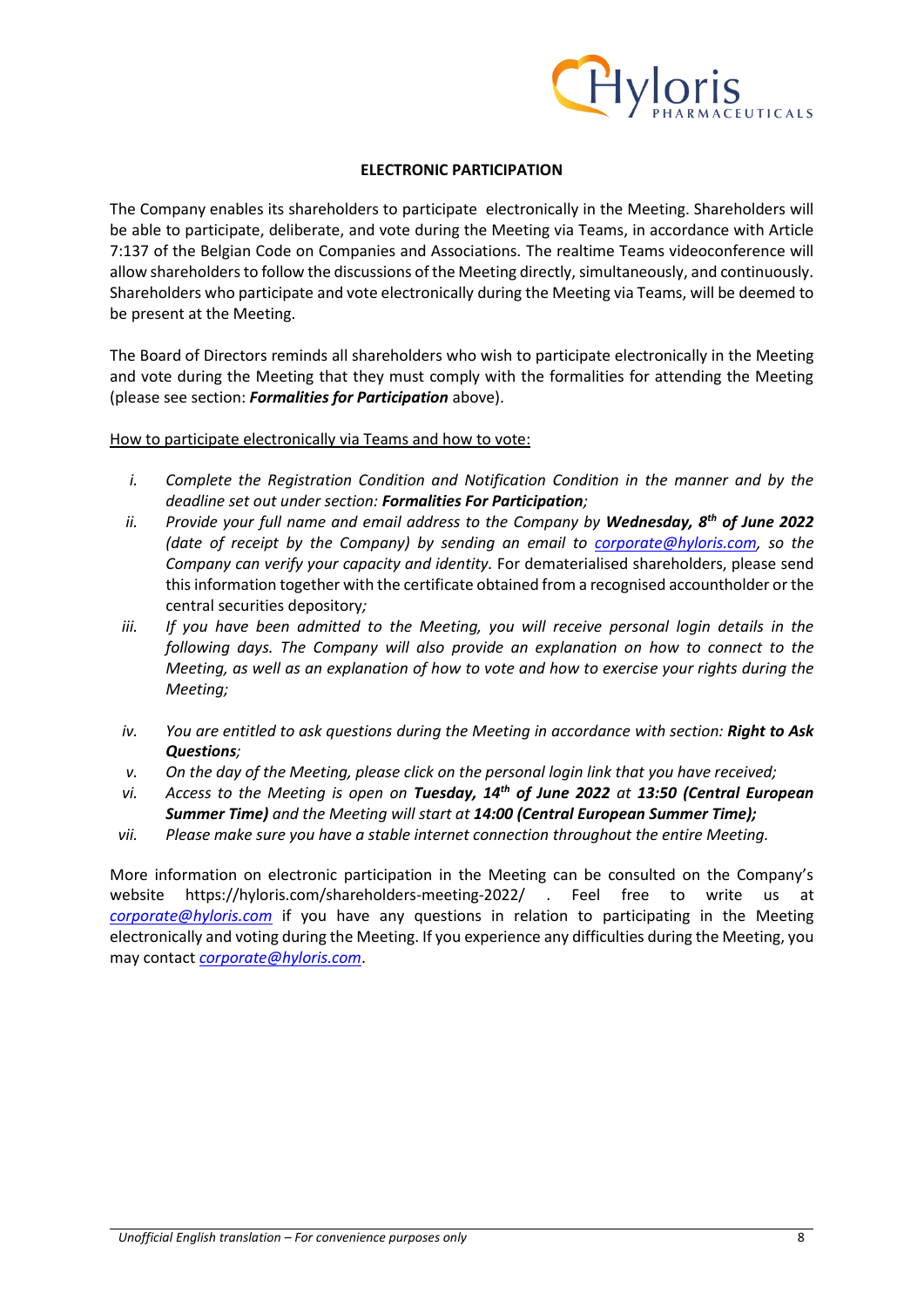## ELECTRONIC PARTICIPATION

The Company enables its shareholders to participate electronically in the Meeting. Shareholders will be able to participate, deliberate, and vote during the Meeting via Teams, in accordance with Article 7:137 of the Belgian Code on Companies and Associations. The realtime Teams videoconference will allow shareholders to follow the discussions of the Meeting directly, simultaneously, and continuously. Shareholders who participate and vote electronically during the Meeting via Teams, will be deemed to be present at the Meeting.

The Board of Directors reminds all shareholders who wish to participate electronically in the Meeting and vote during the Meeting that they must comply with the formalities for attending the Meeting (please see section: ***Formalities for Participation*** above).

How to participate electronically via Teams and how to vote:

i. *Complete the Registration Condition and Notification Condition in the manner and by the deadline set out under section:* ***Formalities For Participation****;*
ii. *Provide your full name and email address to the Company by* ***Wednesday, 8th of June 2022*** *(date of receipt by the Company) by sending an email to [corporate@hyloris.com](mailto:corporate@hyloris.com), so the Company can verify your capacity and identity.* For dematerialised shareholders, please send this information together with the certificate obtained from a recognised accountholder or the central securities depository*;*
iii. *If you have been admitted to the Meeting, you will receive personal login details in the following days. The Company will also provide an explanation on how to connect to the Meeting, as well as an explanation of how to vote and how to exercise your rights during the Meeting;*
iv. *You are entitled to ask questions during the Meeting in accordance with section:* ***Right to Ask Questions****;*
v. *On the day of the Meeting, please click on the personal login link that you have received;*
vi. *Access to the Meeting is open on* ***Tuesday, 14th of June 2022*** *at* ***13:50 (Central European Summer Time)*** *and the Meeting will start at* ***14:00 (Central European Summer Time);***
vii. *Please make sure you have a stable internet connection throughout the entire Meeting.*

More information on electronic participation in the Meeting can be consulted on the Company's website https://hyloris.com/shareholders-meeting-2022/ . Feel free to write us at *[corporate@hyloris.com](mailto:corporate@hyloris.com)* if you have any questions in relation to participating in the Meeting electronically and voting during the Meeting. If you experience any difficulties during the Meeting, you may contact *[corporate@hyloris.com](mailto:corporate@hyloris.com)*.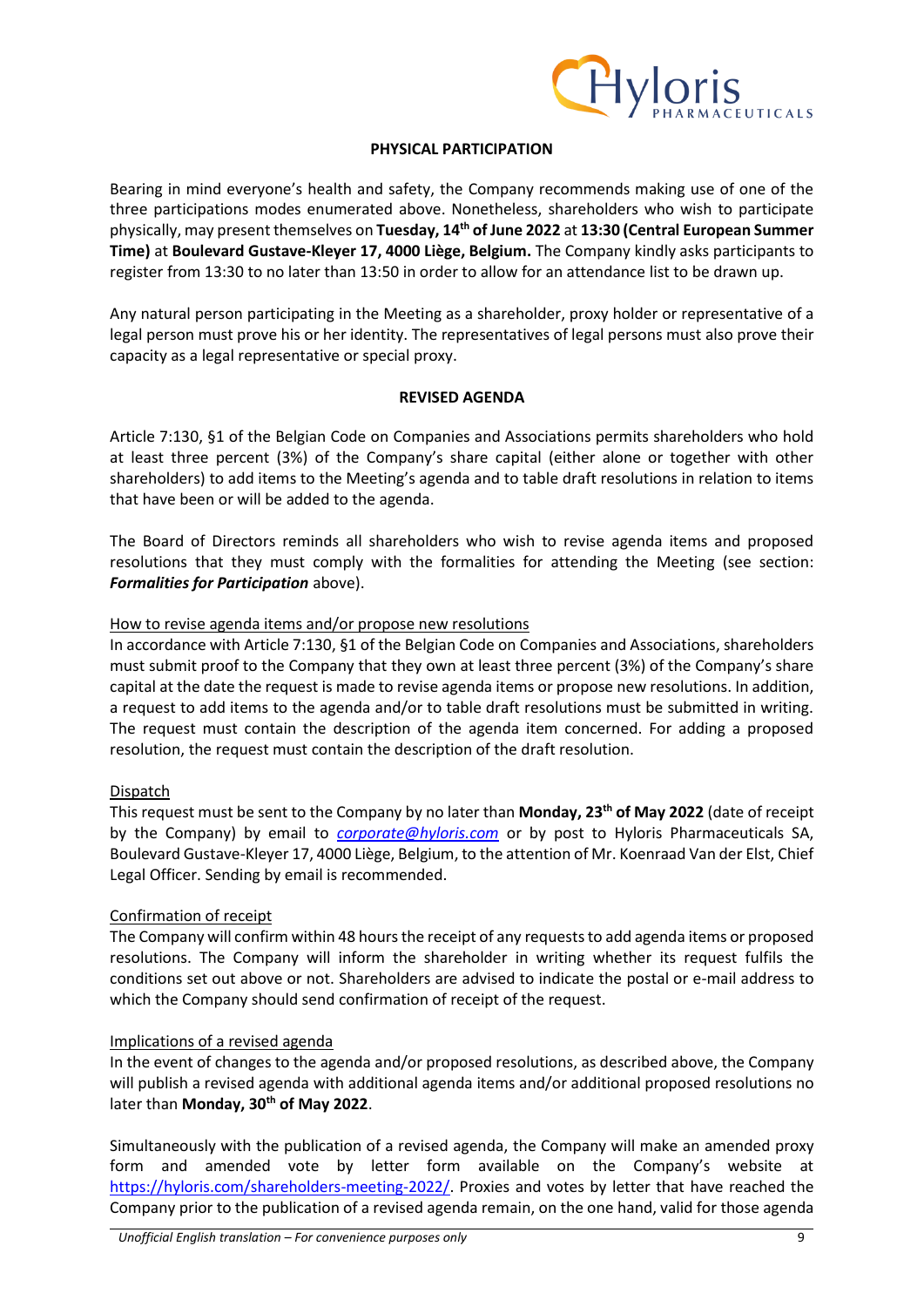## PHYSICAL PARTICIPATION

Bearing in mind everyone's health and safety, the Company recommends making use of one of the three participations modes enumerated above. Nonetheless, shareholders who wish to participate physically, may present themselves on **Tuesday, 14th of June 2022** at **13:30 (Central European Summer Time)** at **Boulevard Gustave-Kleyer 17, 4000 Liège, Belgium.** The Company kindly asks participants to register from 13:30 to no later than 13:50 in order to allow for an attendance list to be drawn up.

Any natural person participating in the Meeting as a shareholder, proxy holder or representative of a legal person must prove his or her identity. The representatives of legal persons must also prove their capacity as a legal representative or special proxy.

## REVISED AGENDA

Article 7:130, §1 of the Belgian Code on Companies and Associations permits shareholders who hold at least three percent (3%) of the Company's share capital (either alone or together with other shareholders) to add items to the Meeting's agenda and to table draft resolutions in relation to items that have been or will be added to the agenda.

The Board of Directors reminds all shareholders who wish to revise agenda items and proposed resolutions that they must comply with the formalities for attending the Meeting (see section: ***Formalities for Participation*** above).

### How to revise agenda items and/or propose new resolutions

In accordance with Article 7:130, §1 of the Belgian Code on Companies and Associations, shareholders must submit proof to the Company that they own at least three percent (3%) of the Company's share capital at the date the request is made to revise agenda items or propose new resolutions. In addition, a request to add items to the agenda and/or to table draft resolutions must be submitted in writing. The request must contain the description of the agenda item concerned. For adding a proposed resolution, the request must contain the description of the draft resolution.

### Dispatch

This request must be sent to the Company by no later than **Monday, 23th of May 2022** (date of receipt by the Company) by email to *corporate@hyloris.com* or by post to Hyloris Pharmaceuticals SA, Boulevard Gustave-Kleyer 17, 4000 Liège, Belgium, to the attention of Mr. Koenraad Van der Elst, Chief Legal Officer. Sending by email is recommended.

### Confirmation of receipt

The Company will confirm within 48 hours the receipt of any requests to add agenda items or proposed resolutions. The Company will inform the shareholder in writing whether its request fulfils the conditions set out above or not. Shareholders are advised to indicate the postal or e-mail address to which the Company should send confirmation of receipt of the request.

### Implications of a revised agenda

In the event of changes to the agenda and/or proposed resolutions, as described above, the Company will publish a revised agenda with additional agenda items and/or additional proposed resolutions no later than **Monday, 30th of May 2022**.

Simultaneously with the publication of a revised agenda, the Company will make an amended proxy form and amended vote by letter form available on the Company's website at https://hyloris.com/shareholders-meeting-2022/. Proxies and votes by letter that have reached the Company prior to the publication of a revised agenda remain, on the one hand, valid for those agenda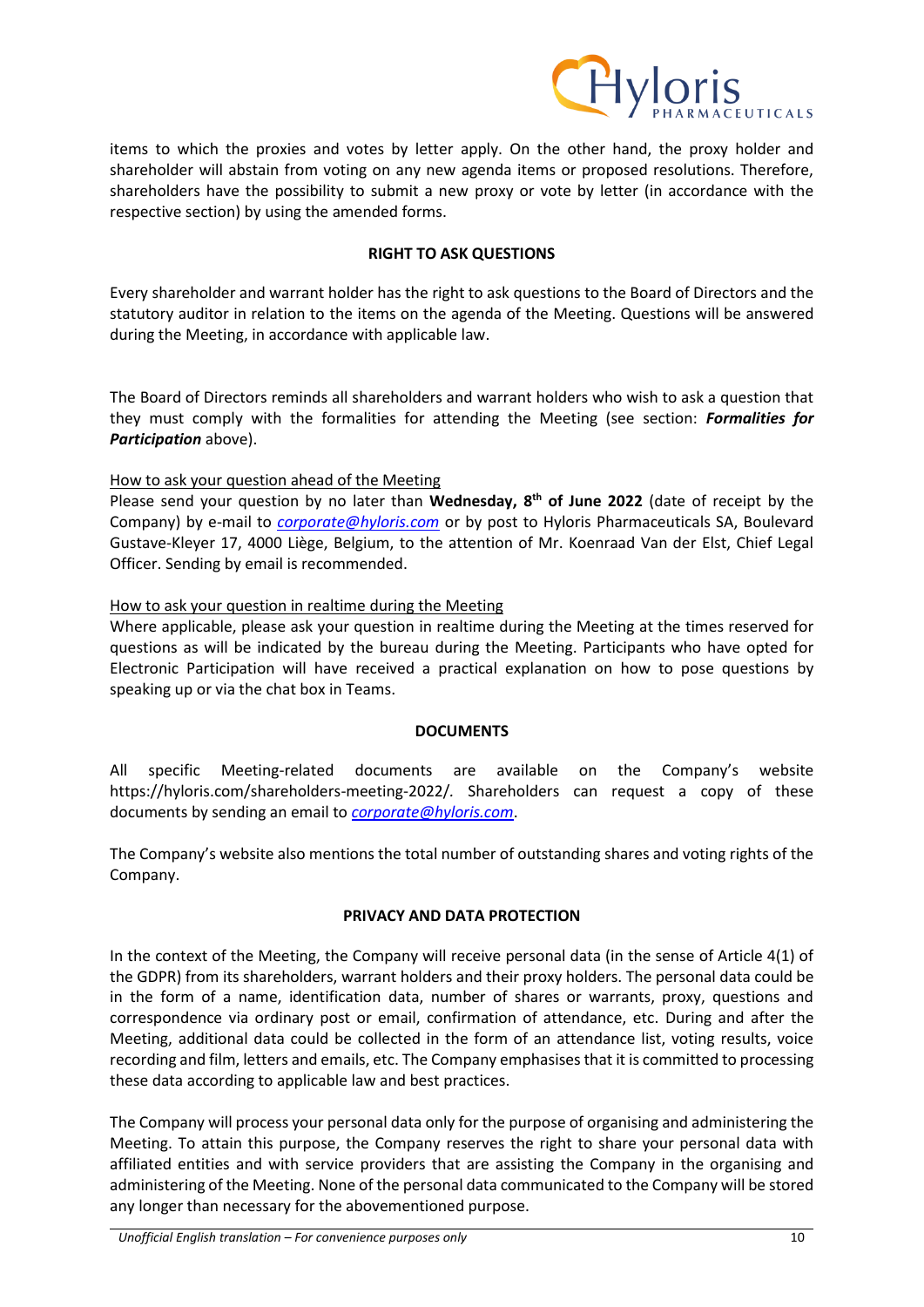items to which the proxies and votes by letter apply. On the other hand, the proxy holder and shareholder will abstain from voting on any new agenda items or proposed resolutions. Therefore, shareholders have the possibility to submit a new proxy or vote by letter (in accordance with the respective section) by using the amended forms.

**RIGHT TO ASK QUESTIONS**

Every shareholder and warrant holder has the right to ask questions to the Board of Directors and the statutory auditor in relation to the items on the agenda of the Meeting. Questions will be answered during the Meeting, in accordance with applicable law.

The Board of Directors reminds all shareholders and warrant holders who wish to ask a question that they must comply with the formalities for attending the Meeting (see section: ***Formalities for Participation*** above).

How to ask your question ahead of the Meeting

Please send your question by no later than **Wednesday, 8th of June 2022** (date of receipt by the Company) by e-mail to *corporate@hyloris.com* or by post to Hyloris Pharmaceuticals SA, Boulevard Gustave-Kleyer 17, 4000 Liège, Belgium, to the attention of Mr. Koenraad Van der Elst, Chief Legal Officer. Sending by email is recommended.

How to ask your question in realtime during the Meeting

Where applicable, please ask your question in realtime during the Meeting at the times reserved for questions as will be indicated by the bureau during the Meeting. Participants who have opted for Electronic Participation will have received a practical explanation on how to pose questions by speaking up or via the chat box in Teams.

**DOCUMENTS**

All specific Meeting-related documents are available on the Company's website https://hyloris.com/shareholders-meeting-2022/. Shareholders can request a copy of these documents by sending an email to *corporate@hyloris.com*.

The Company's website also mentions the total number of outstanding shares and voting rights of the Company.

**PRIVACY AND DATA PROTECTION**

In the context of the Meeting, the Company will receive personal data (in the sense of Article 4(1) of the GDPR) from its shareholders, warrant holders and their proxy holders. The personal data could be in the form of a name, identification data, number of shares or warrants, proxy, questions and correspondence via ordinary post or email, confirmation of attendance, etc. During and after the Meeting, additional data could be collected in the form of an attendance list, voting results, voice recording and film, letters and emails, etc. The Company emphasises that it is committed to processing these data according to applicable law and best practices.

The Company will process your personal data only for the purpose of organising and administering the Meeting. To attain this purpose, the Company reserves the right to share your personal data with affiliated entities and with service providers that are assisting the Company in the organising and administering of the Meeting. None of the personal data communicated to the Company will be stored any longer than necessary for the abovementioned purpose.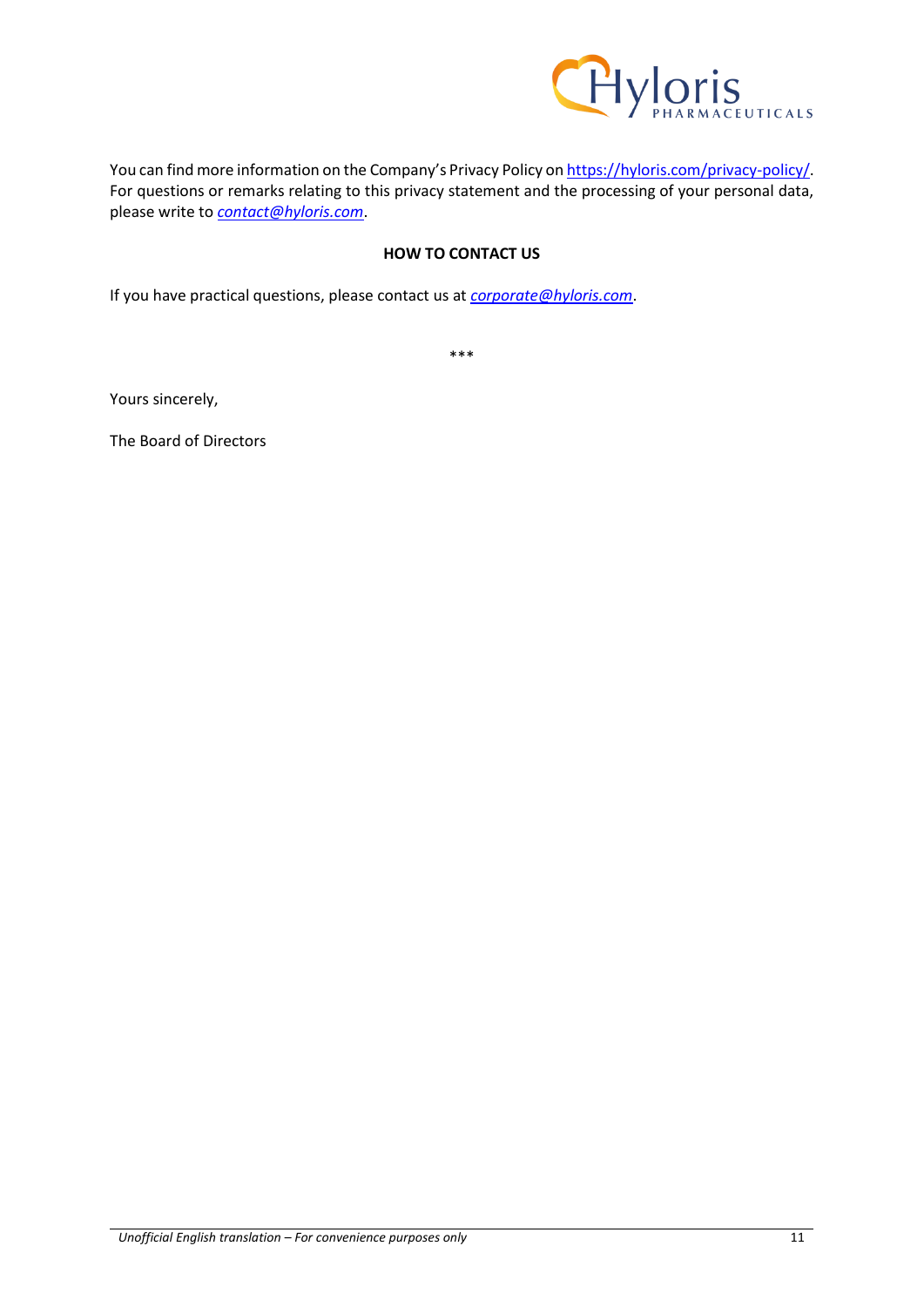You can find more information on the Company's Privacy Policy on https://hyloris.com/privacy-policy/. For questions or remarks relating to this privacy statement and the processing of your personal data, please write to *contact@hyloris.com*.

**HOW TO CONTACT US**

If you have practical questions, please contact us at *corporate@hyloris.com*.

***

Yours sincerely,

The Board of Directors